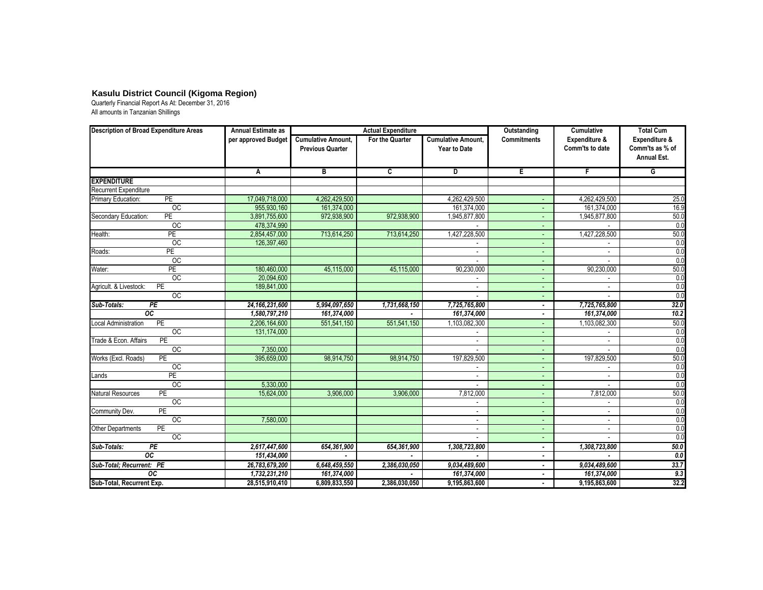**Kasulu District Council (Kigoma Region)**

Quarterly Financial Report As At: December 31, 2016

All amounts in Tanzanian Shillings

| Description of Broad Expenditure Areas | | Annual Estimate as per approved Budget | Actual Expenditure | | | Outstanding Commitments | Cumulative Expenditure & Comm'ts to date | Total Cum Expenditure & Comm'ts as % of Annual Est. |
|---|---|---|---|---|---|---|---|---|
| | | | Cumulative Amount, Previous Quarter | For the Quarter | Cumulative Amount, Year to Date | | | |
| | | A | B | C | D | E | F | G |
| **EXPENDITURE** | | | | | | | | |
| Recurrent Expenditure | | | | | | | | |
| Primary Education: | PE | 17,049,718,000 | 4,262,429,500 | | 4,262,429,500 | - | 4,262,429,500 | 25.0 |
| | OC | 955,930,160 | 161,374,000 | | 161,374,000 | - | 161,374,000 | 16.9 |
| Secondary Education: | PE | 3,891,755,600 | 972,938,900 | 972,938,900 | 1,945,877,800 | - | 1,945,877,800 | 50.0 |
| | OC | 478,374,990 | | | - | - | - | 0.0 |
| Health: | PE | 2,854,457,000 | 713,614,250 | 713,614,250 | 1,427,228,500 | - | 1,427,228,500 | 50.0 |
| | OC | 126,397,460 | | | - | - | - | 0.0 |
| Roads: | PE | | | | - | - | - | 0.0 |
| | OC | | | | - | - | - | 0.0 |
| Water: | PE | 180,460,000 | 45,115,000 | 45,115,000 | 90,230,000 | - | 90,230,000 | 50.0 |
| | OC | 20,094,600 | | | - | - | - | 0.0 |
| Agricult. & Livestock: | PE | 189,841,000 | | | - | - | - | 0.0 |
| | OC | | | | - | - | - | 0.0 |
| ***Sub-Totals:*** | ***PE*** | ***24,166,231,600*** | ***5,994,097,650*** | ***1,731,668,150*** | ***7,725,765,800*** | ***-*** | ***7,725,765,800*** | ***32.0*** |
| | ***OC*** | ***1,580,797,210*** | ***161,374,000*** | ***-*** | ***161,374,000*** | ***-*** | ***161,374,000*** | ***10.2*** |
| Local Administration | PE | 2,206,164,600 | 551,541,150 | 551,541,150 | 1,103,082,300 | - | 1,103,082,300 | 50.0 |
| | OC | 131,174,000 | | | - | - | - | 0.0 |
| Trade & Econ. Affairs | PE | | | | - | - | - | 0.0 |
| | OC | 7,350,000 | | | - | - | - | 0.0 |
| Works (Excl. Roads) | PE | 395,659,000 | 98,914,750 | 98,914,750 | 197,829,500 | - | 197,829,500 | 50.0 |
| | OC | | | | - | - | - | 0.0 |
| Lands | PE | | | | - | - | - | 0.0 |
| | OC | 5,330,000 | | | - | - | - | 0.0 |
| Natural Resources | PE | 15,624,000 | 3,906,000 | 3,906,000 | 7,812,000 | - | 7,812,000 | 50.0 |
| | OC | | | | - | - | - | 0.0 |
| Community Dev. | PE | | | | - | - | - | 0.0 |
| | OC | 7,580,000 | | | - | - | - | 0.0 |
| Other Departments | PE | | | | - | - | - | 0.0 |
| | OC | | | | - | - | - | 0.0 |
| ***Sub-Totals:*** | ***PE*** | ***2,617,447,600*** | ***654,361,900*** | ***654,361,900*** | ***1,308,723,800*** | ***-*** | ***1,308,723,800*** | ***50.0*** |
| | ***OC*** | ***151,434,000*** | ***-*** | ***-*** | ***-*** | ***-*** | ***-*** | ***0.0*** |
| ***Sub-Total; Recurrent:*** | ***PE*** | ***26,783,679,200*** | ***6,648,459,550*** | ***2,386,030,050*** | ***9,034,489,600*** | ***-*** | ***9,034,489,600*** | ***33.7*** |
| | ***OC*** | ***1,732,231,210*** | ***161,374,000*** | ***-*** | ***161,374,000*** | ***-*** | ***161,374,000*** | ***9.3*** |
| **Sub-Total, Recurrent Exp.** | | **28,515,910,410** | **6,809,833,550** | **2,386,030,050** | **9,195,863,600** | **-** | **9,195,863,600** | **32.2** |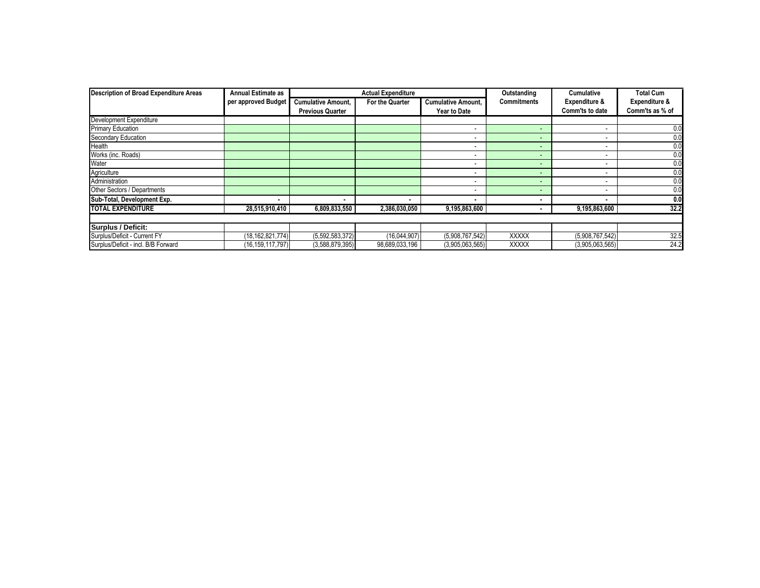| Description of Broad Expenditure Areas | Annual Estimate as per approved Budget | Actual Expenditure | | | Outstanding Commitments | Cumulative Expenditure & Comm'ts to date | Total Cum Expenditure & Comm'ts as % of |
|---|---|---|---|---|---|---|---|
| | | Cumulative Amount, Previous Quarter | For the Quarter | Cumulative Amount, Year to Date | | | |
| Development Expenditure | | | | | | | |
| Primary Education | | | | - | - | - | 0.0 |
| Secondary Education | | | | - | - | - | 0.0 |
| Health | | | | - | - | - | 0.0 |
| Works (inc. Roads) | | | | - | - | - | 0.0 |
| Water | | | | - | - | - | 0.0 |
| Agriculture | | | | - | - | - | 0.0 |
| Administration | | | | - | - | - | 0.0 |
| Other Sectors / Departments | | | | - | - | - | 0.0 |
| **Sub-Total, Development Exp.** | **-** | **-** | **-** | **-** | **-** | **-** | **0.0** |
| **TOTAL EXPENDITURE** | **28,515,910,410** | **6,809,833,550** | **2,386,030,050** | **9,195,863,600** | **-** | **9,195,863,600** | **32.2** |
| | | | | | | | |
| **Surplus / Deficit:** | | | | | | | |
| Surplus/Deficit - Current FY | (18,162,821,774) | (5,592,583,372) | (16,044,907) | (5,908,767,542) | XXXXX | (5,908,767,542) | 32.5 |
| Surplus/Deficit - incl. B/B Forward | (16,159,117,797) | (3,588,879,395) | 98,689,033,196 | (3,905,063,565) | XXXXX | (3,905,063,565) | 24.2 |